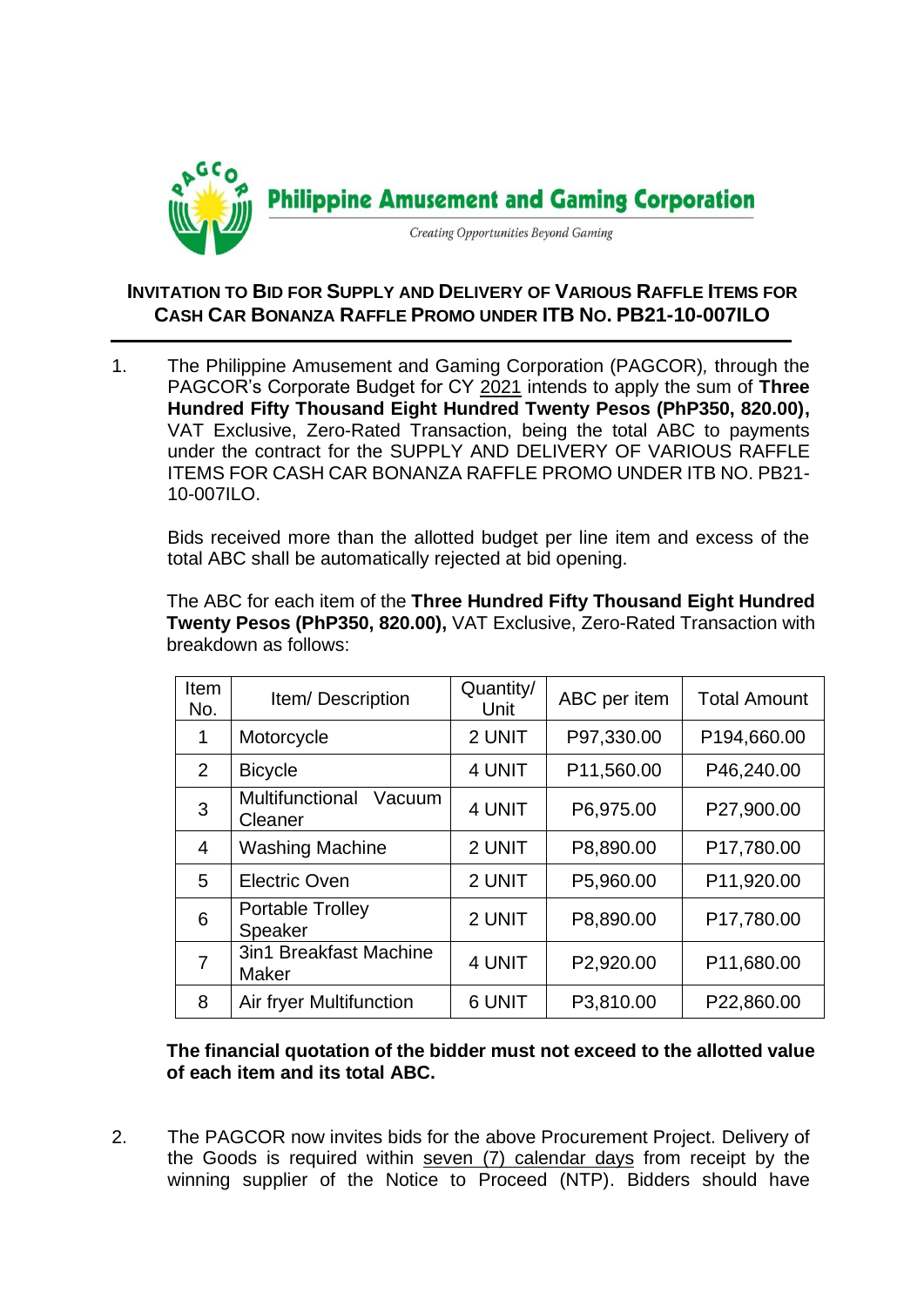**Philippine Amusement and Gaming Corporation**

*Creating Opportunities Beyond Gaming*

## INVITATION TO BID FOR SUPPLY AND DELIVERY OF VARIOUS RAFFLE ITEMS FOR CASH CAR BONANZA RAFFLE PROMO UNDER ITB NO. PB21-10-007ILO

1. The Philippine Amusement and Gaming Corporation (PAGCOR), through the PAGCOR's Corporate Budget for CY 2021 intends to apply the sum of **Three Hundred Fifty Thousand Eight Hundred Twenty Pesos (PhP350, 820.00),** VAT Exclusive, Zero-Rated Transaction, being the total ABC to payments under the contract for the SUPPLY AND DELIVERY OF VARIOUS RAFFLE ITEMS FOR CASH CAR BONANZA RAFFLE PROMO UNDER ITB NO. PB21-10-007ILO.

   Bids received more than the allotted budget per line item and excess of the total ABC shall be automatically rejected at bid opening.

   The ABC for each item of the **Three Hundred Fifty Thousand Eight Hundred Twenty Pesos (PhP350, 820.00),** VAT Exclusive, Zero-Rated Transaction with breakdown as follows:

| Item No. | Item/ Description | Quantity/ Unit | ABC per item | Total Amount |
|---|---|---|---|---|
| 1 | Motorcycle | 2 UNIT | P97,330.00 | P194,660.00 |
| 2 | Bicycle | 4 UNIT | P11,560.00 | P46,240.00 |
| 3 | Multifunctional Vacuum Cleaner | 4 UNIT | P6,975.00 | P27,900.00 |
| 4 | Washing Machine | 2 UNIT | P8,890.00 | P17,780.00 |
| 5 | Electric Oven | 2 UNIT | P5,960.00 | P11,920.00 |
| 6 | Portable Trolley Speaker | 2 UNIT | P8,890.00 | P17,780.00 |
| 7 | 3in1 Breakfast Machine Maker | 4 UNIT | P2,920.00 | P11,680.00 |
| 8 | Air fryer Multifunction | 6 UNIT | P3,810.00 | P22,860.00 |

   **The financial quotation of the bidder must not exceed to the allotted value of each item and its total ABC.**

2. The PAGCOR now invites bids for the above Procurement Project. Delivery of the Goods is required within seven (7) calendar days from receipt by the winning supplier of the Notice to Proceed (NTP). Bidders should have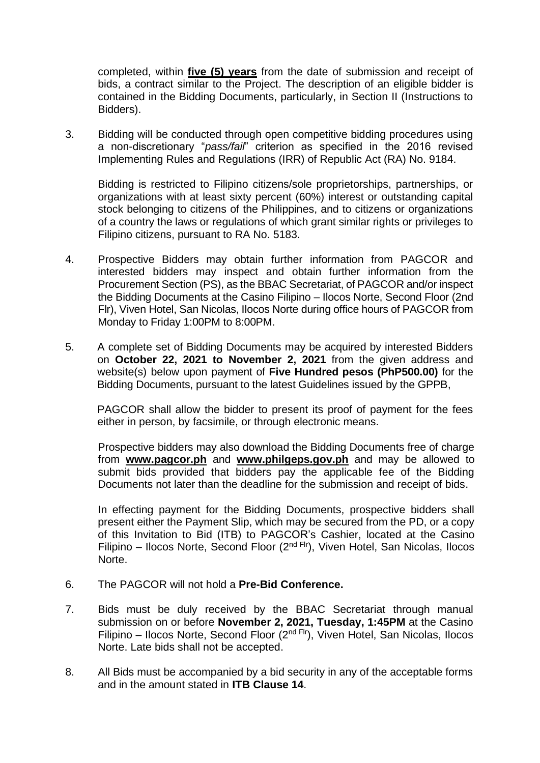completed, within **five (5) years** from the date of submission and receipt of bids, a contract similar to the Project. The description of an eligible bidder is contained in the Bidding Documents, particularly, in Section II (Instructions to Bidders).

3. Bidding will be conducted through open competitive bidding procedures using a non-discretionary "*pass/fail*" criterion as specified in the 2016 revised Implementing Rules and Regulations (IRR) of Republic Act (RA) No. 9184.

   Bidding is restricted to Filipino citizens/sole proprietorships, partnerships, or organizations with at least sixty percent (60%) interest or outstanding capital stock belonging to citizens of the Philippines, and to citizens or organizations of a country the laws or regulations of which grant similar rights or privileges to Filipino citizens, pursuant to RA No. 5183.

4. Prospective Bidders may obtain further information from PAGCOR and interested bidders may inspect and obtain further information from the Procurement Section (PS), as the BBAC Secretariat, of PAGCOR and/or inspect the Bidding Documents at the Casino Filipino – Ilocos Norte, Second Floor (2nd Flr), Viven Hotel, San Nicolas, Ilocos Norte during office hours of PAGCOR from Monday to Friday 1:00PM to 8:00PM.

5. A complete set of Bidding Documents may be acquired by interested Bidders on **October 22, 2021 to November 2, 2021** from the given address and website(s) below upon payment of **Five Hundred pesos (PhP500.00)** for the Bidding Documents, pursuant to the latest Guidelines issued by the GPPB,

   PAGCOR shall allow the bidder to present its proof of payment for the fees either in person, by facsimile, or through electronic means.

   Prospective bidders may also download the Bidding Documents free of charge from **www.pagcor.ph** and **www.philgeps.gov.ph** and may be allowed to submit bids provided that bidders pay the applicable fee of the Bidding Documents not later than the deadline for the submission and receipt of bids.

   In effecting payment for the Bidding Documents, prospective bidders shall present either the Payment Slip, which may be secured from the PD, or a copy of this Invitation to Bid (ITB) to PAGCOR's Cashier, located at the Casino Filipino – Ilocos Norte, Second Floor (2nd Flr), Viven Hotel, San Nicolas, Ilocos Norte.

6. The PAGCOR will not hold a **Pre-Bid Conference.**

7. Bids must be duly received by the BBAC Secretariat through manual submission on or before **November 2, 2021, Tuesday, 1:45PM** at the Casino Filipino – Ilocos Norte, Second Floor (2nd Flr), Viven Hotel, San Nicolas, Ilocos Norte. Late bids shall not be accepted.

8. All Bids must be accompanied by a bid security in any of the acceptable forms and in the amount stated in **ITB Clause 14**.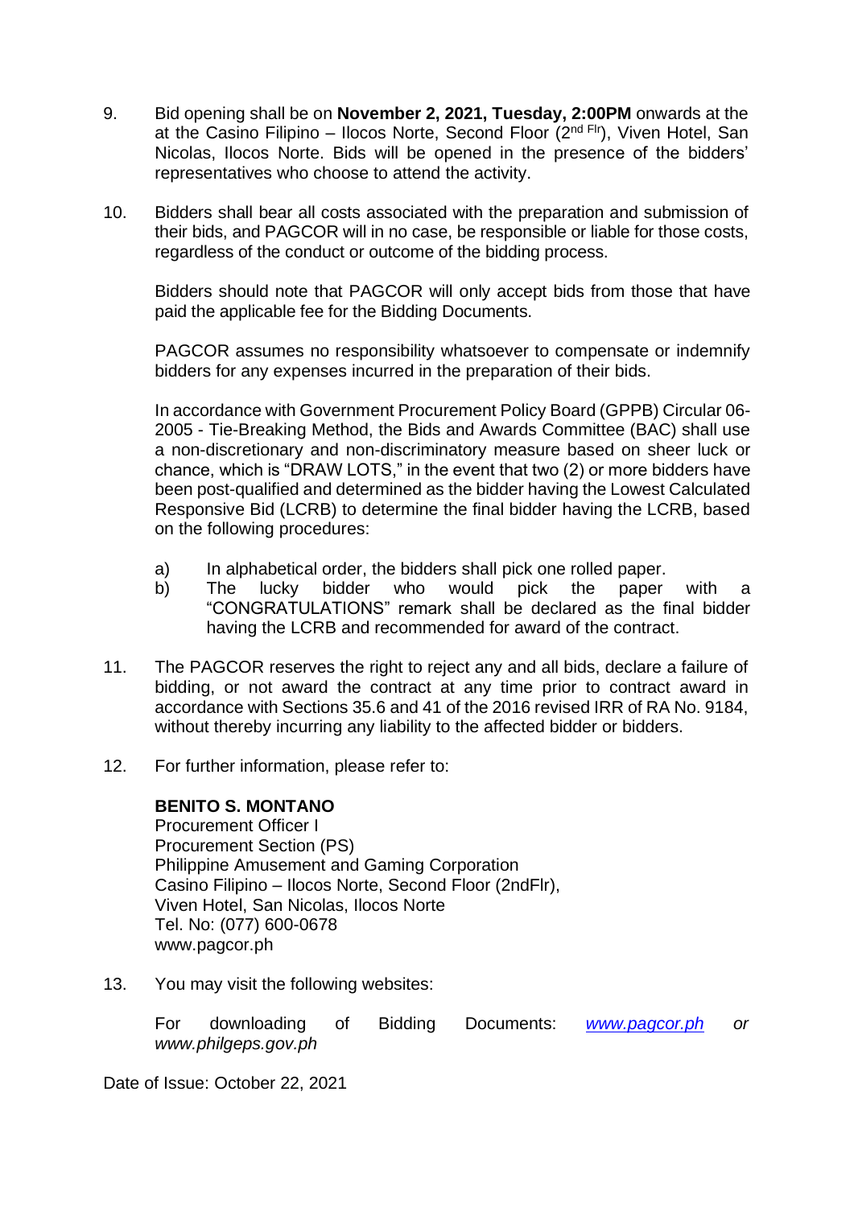9. Bid opening shall be on **November 2, 2021, Tuesday, 2:00PM** onwards at the at the Casino Filipino – Ilocos Norte, Second Floor (2nd Flr), Viven Hotel, San Nicolas, Ilocos Norte. Bids will be opened in the presence of the bidders' representatives who choose to attend the activity.

10. Bidders shall bear all costs associated with the preparation and submission of their bids, and PAGCOR will in no case, be responsible or liable for those costs, regardless of the conduct or outcome of the bidding process.

    Bidders should note that PAGCOR will only accept bids from those that have paid the applicable fee for the Bidding Documents.

    PAGCOR assumes no responsibility whatsoever to compensate or indemnify bidders for any expenses incurred in the preparation of their bids.

    In accordance with Government Procurement Policy Board (GPPB) Circular 06-2005 - Tie-Breaking Method, the Bids and Awards Committee (BAC) shall use a non-discretionary and non-discriminatory measure based on sheer luck or chance, which is "DRAW LOTS," in the event that two (2) or more bidders have been post-qualified and determined as the bidder having the Lowest Calculated Responsive Bid (LCRB) to determine the final bidder having the LCRB, based on the following procedures:

    a) In alphabetical order, the bidders shall pick one rolled paper.
    b) The lucky bidder who would pick the paper with a "CONGRATULATIONS" remark shall be declared as the final bidder having the LCRB and recommended for award of the contract.

11. The PAGCOR reserves the right to reject any and all bids, declare a failure of bidding, or not award the contract at any time prior to contract award in accordance with Sections 35.6 and 41 of the 2016 revised IRR of RA No. 9184, without thereby incurring any liability to the affected bidder or bidders.

12. For further information, please refer to:

    **BENITO S. MONTANO**
    Procurement Officer I
    Procurement Section (PS)
    Philippine Amusement and Gaming Corporation
    Casino Filipino – Ilocos Norte, Second Floor (2ndFlr),
    Viven Hotel, San Nicolas, Ilocos Norte
    Tel. No: (077) 600-0678
    www.pagcor.ph

13. You may visit the following websites:

    For downloading of Bidding Documents: *www.pagcor.ph* *or www.philgeps.gov.ph*

Date of Issue: October 22, 2021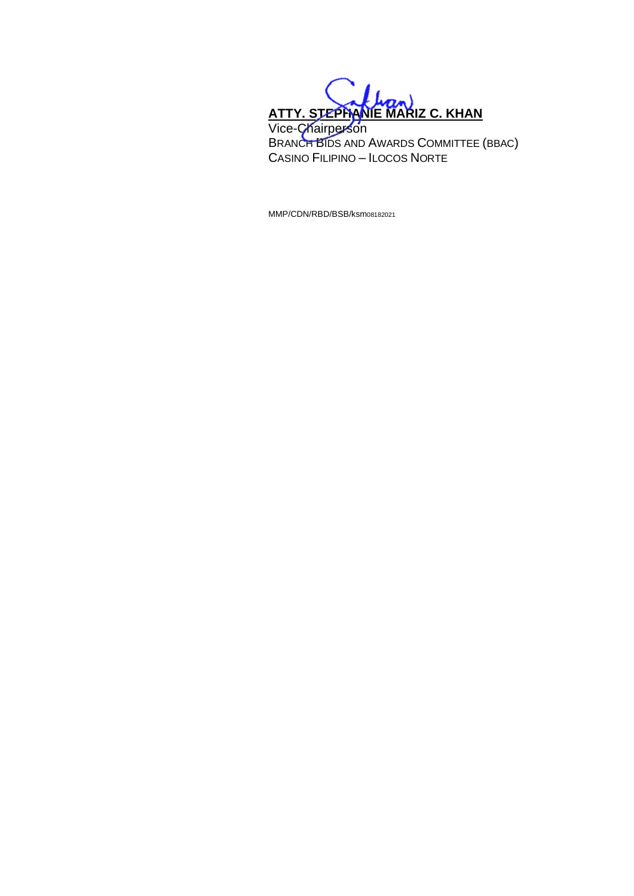**ATTY. STEPHANIE MARIZ C. KHAN**
Vice-Chairperson
BRANCH BIDS AND AWARDS COMMITTEE (BBAC)
CASINO FILIPINO – ILOCOS NORTE

MMP/CDN/RBD/BSB/ksm08182021